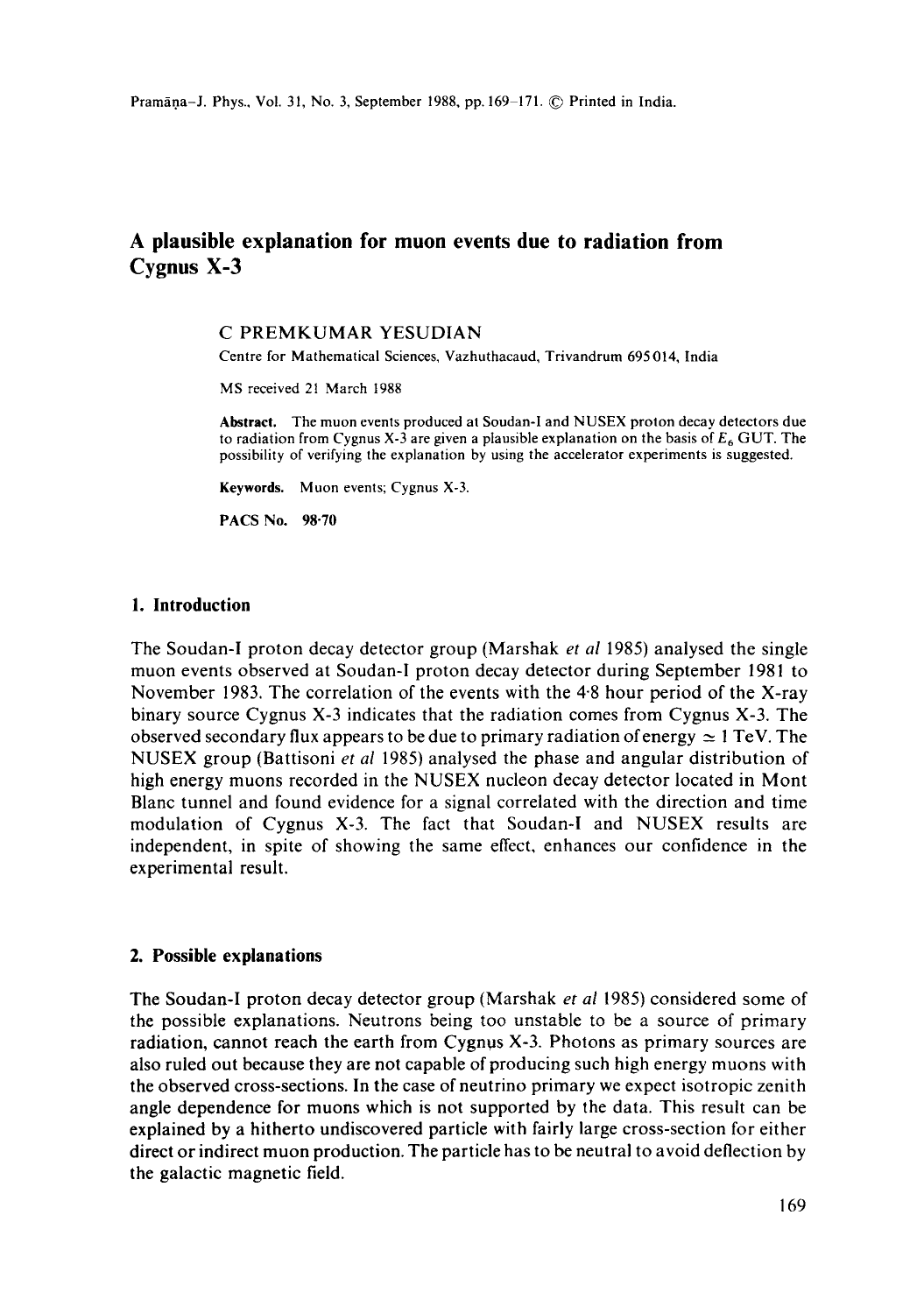# A plausible explanation for muon events due to radiation from Cygnus X-3

C PREMKUMAR YESUDIAN

Centre for Mathematical Sciences, Vazhuthacaud, Trivandrum 695014, India

MS received 21 March 1988

**Abstract.** The muon events produced at Soudan-I and NUSEX proton decay detectors due to radiation from Cygnus X-3 are given a plausible explanation on the basis of $E_6$ GUT. The possibility of verifying the explanation by using the accelerator experiments is suggested.

**Keywords.** Muon events; Cygnus X-3.

**PACS No. 98·70**

## 1. Introduction

The Soudan-I proton decay detector group (Marshak *et al* 1985) analysed the single muon events observed at Soudan-I proton decay detector during September 1981 to November 1983. The correlation of the events with the 4·8 hour period of the X-ray binary source Cygnus X-3 indicates that the radiation comes from Cygnus X-3. The observed secondary flux appears to be due to primary radiation of energy $\simeq 1$ TeV. The NUSEX group (Battisoni *et al* 1985) analysed the phase and angular distribution of high energy muons recorded in the NUSEX nucleon decay detector located in Mont Blanc tunnel and found evidence for a signal correlated with the direction and time modulation of Cygnus X-3. The fact that Soudan-I and NUSEX results are independent, in spite of showing the same effect, enhances our confidence in the experimental result.

## 2. Possible explanations

The Soudan-I proton decay detector group (Marshak *et al* 1985) considered some of the possible explanations. Neutrons being too unstable to be a source of primary radiation, cannot reach the earth from Cygnus X-3. Photons as primary sources are also ruled out because they are not capable of producing such high energy muons with the observed cross-sections. In the case of neutrino primary we expect isotropic zenith angle dependence for muons which is not supported by the data. This result can be explained by a hitherto undiscovered particle with fairly large cross-section for either direct or indirect muon production. The particle has to be neutral to avoid deflection by the galactic magnetic field.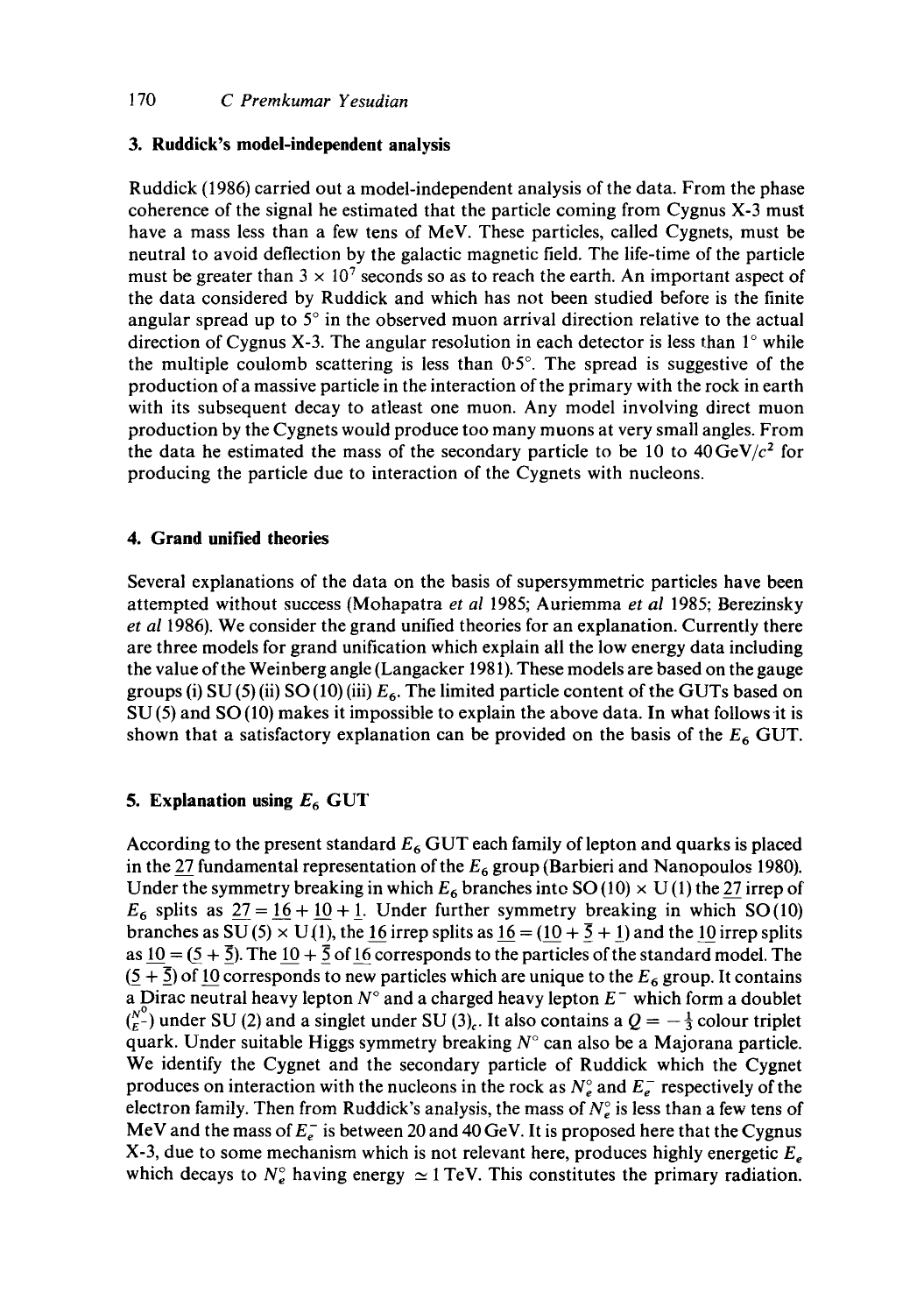## 3. Ruddick's model-independent analysis

Ruddick (1986) carried out a model-independent analysis of the data. From the phase coherence of the signal he estimated that the particle coming from Cygnus X-3 must have a mass less than a few tens of MeV. These particles, called Cygnets, must be neutral to avoid deflection by the galactic magnetic field. The life-time of the particle must be greater than $3 \times 10^7$ seconds so as to reach the earth. An important aspect of the data considered by Ruddick and which has not been studied before is the finite angular spread up to 5° in the observed muon arrival direction relative to the actual direction of Cygnus X-3. The angular resolution in each detector is less than 1° while the multiple coulomb scattering is less than 0·5°. The spread is suggestive of the production of a massive particle in the interaction of the primary with the rock in earth with its subsequent decay to atleast one muon. Any model involving direct muon production by the Cygnets would produce too many muons at very small angles. From the data he estimated the mass of the secondary particle to be 10 to 40 GeV/$c^2$ for producing the particle due to interaction of the Cygnets with nucleons.

## 4. Grand unified theories

Several explanations of the data on the basis of supersymmetric particles have been attempted without success (Mohapatra *et al* 1985; Auriemma *et al* 1985; Berezinsky *et al* 1986). We consider the grand unified theories for an explanation. Currently there are three models for grand unification which explain all the low energy data including the value of the Weinberg angle (Langacker 1981). These models are based on the gauge groups (i) SU (5) (ii) SO (10) (iii) $E_6$. The limited particle content of the GUTs based on SU (5) and SO (10) makes it impossible to explain the above data. In what follows it is shown that a satisfactory explanation can be provided on the basis of the $E_6$ GUT.

## 5. Explanation using $E_6$ GUT

According to the present standard $E_6$ GUT each family of lepton and quarks is placed in the $\underline{27}$ fundamental representation of the $E_6$ group (Barbieri and Nanopoulos 1980). Under the symmetry breaking in which $E_6$ branches into SO (10) × U (1) the $\underline{27}$ irrep of $E_6$ splits as $\underline{27} = \underline{16} + \underline{10} + \underline{1}$. Under further symmetry breaking in which SO(10) branches as SU (5) × U (1), the $\underline{16}$ irrep splits as $\underline{16} = (\underline{10} + \underline{\bar{5}} + \underline{1})$ and the $\underline{10}$ irrep splits as $\underline{10} = (\underline{5} + \underline{\bar{5}})$. The $\underline{10} + \underline{\bar{5}}$ of $\underline{16}$ corresponds to the particles of the standard model. The $(\underline{5} + \underline{\bar{5}})$ of $\underline{10}$ corresponds to new particles which are unique to the $E_6$ group. It contains a Dirac neutral heavy lepton $N^\circ$ and a charged heavy lepton $E^-$ which form a doublet $\binom{N^0}{E^-}$ under SU (2) and a singlet under SU $(3)_c$. It also contains a $Q = -\frac{1}{3}$ colour triplet quark. Under suitable Higgs symmetry breaking $N^\circ$ can also be a Majorana particle. We identify the Cygnet and the secondary particle of Ruddick which the Cygnet produces on interaction with the nucleons in the rock as $N_e^\circ$ and $E_e^-$ respectively of the electron family. Then from Ruddick's analysis, the mass of $N_e^\circ$ is less than a few tens of MeV and the mass of $E_e^-$ is between 20 and 40 GeV. It is proposed here that the Cygnus X-3, due to some mechanism which is not relevant here, produces highly energetic $E_e$ which decays to $N_e^\circ$ having energy $\simeq 1$ TeV. This constitutes the primary radiation.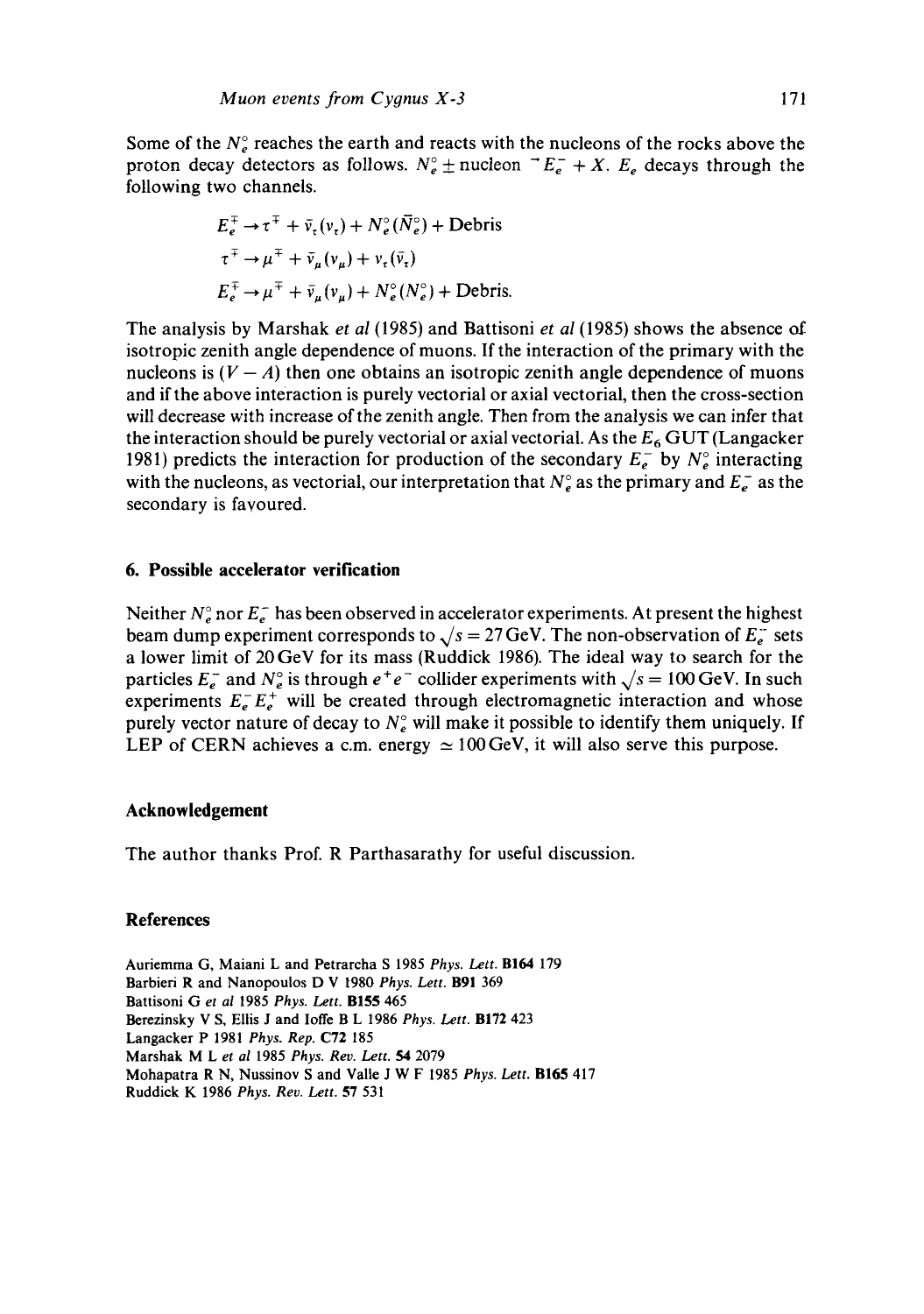Some of the $N_e^\circ$ reaches the earth and reacts with the nucleons of the rocks above the proton decay detectors as follows. $N_e^\circ \pm$ nucleon $^- E_e^- + X$. $E_e$ decays through the following two channels.

$$E_e^\mp \to \tau^\mp + \bar{\nu}_\tau(\nu_\tau) + N_e^\circ(\bar{N}_e^\circ) + \text{Debris}$$

$$\tau^\mp \to \mu^\mp + \bar{\nu}_\mu(\nu_\mu) + \nu_\tau(\bar{\nu}_\tau)$$

$$E_e^\mp \to \mu^\mp + \bar{\nu}_\mu(\nu_\mu) + N_e^\circ(N_e^\circ) + \text{Debris}.$$

The analysis by Marshak *et al* (1985) and Battisoni *et al* (1985) shows the absence of isotropic zenith angle dependence of muons. If the interaction of the primary with the nucleons is $(V - A)$ then one obtains an isotropic zenith angle dependence of muons and if the above interaction is purely vectorial or axial vectorial, then the cross-section will decrease with increase of the zenith angle. Then from the analysis we can infer that the interaction should be purely vectorial or axial vectorial. As the $E_6$ GUT (Langacker 1981) predicts the interaction for production of the secondary $E_e^-$ by $N_e^\circ$ interacting with the nucleons, as vectorial, our interpretation that $N_e^\circ$ as the primary and $E_e^-$ as the secondary is favoured.

## 6. Possible accelerator verification

Neither $N_e^\circ$ nor $E_e^-$ has been observed in accelerator experiments. At present the highest beam dump experiment corresponds to $\sqrt{s} = 27\,\text{GeV}$. The non-observation of $E_e^-$ sets a lower limit of 20 GeV for its mass (Ruddick 1986). The ideal way to search for the particles $E_e^-$ and $N_e^\circ$ is through $e^+e^-$ collider experiments with $\sqrt{s} = 100\,\text{GeV}$. In such experiments $E_e^- E_e^+$ will be created through electromagnetic interaction and whose purely vector nature of decay to $N_e^\circ$ will make it possible to identify them uniquely. If LEP of CERN achieves a c.m. energy $\simeq 100\,\text{GeV}$, it will also serve this purpose.

## Acknowledgement

The author thanks Prof. R Parthasarathy for useful discussion.

## References

Auriemma G, Maiani L and Petrarcha S 1985 *Phys. Lett.* **B164** 179
Barbieri R and Nanopoulos D V 1980 *Phys. Lett.* **B91** 369
Battisoni G *et al* 1985 *Phys. Lett.* **B155** 465
Berezinsky V S, Ellis J and Ioffe B L 1986 *Phys. Lett.* **B172** 423
Langacker P 1981 *Phys. Rep.* **C72** 185
Marshak M L *et al* 1985 *Phys. Rev. Lett.* **54** 2079
Mohapatra R N, Nussinov S and Valle J W F 1985 *Phys. Lett.* **B165** 417
Ruddick K 1986 *Phys. Rev. Lett.* **57** 531